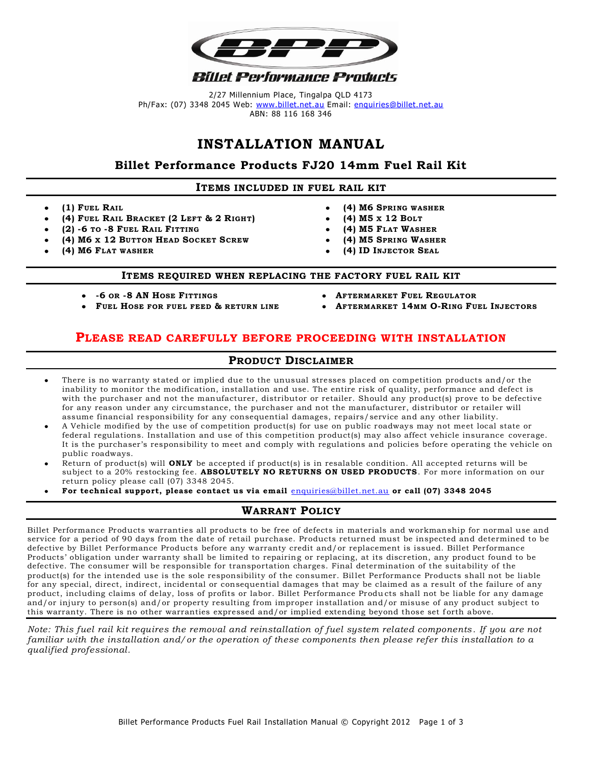**Billet Performance Products**

2/27 Millennium Place, Tingalpa QLD 4173
Ph/Fax: (07) 3348 2045 Web: www.billet.net.au Email: enquiries@billet.net.au
ABN: 88 116 168 346

# INSTALLATION MANUAL

## Billet Performance Products FJ20 14mm Fuel Rail Kit

### ITEMS INCLUDED IN FUEL RAIL KIT

- **(1) FUEL RAIL**
- **(4) FUEL RAIL BRACKET (2 LEFT & 2 RIGHT)**
- **(2) -6 TO -8 FUEL RAIL FITTING**
- **(4) M6 X 12 BUTTON HEAD SOCKET SCREW**
- **(4) M6 FLAT WASHER**
- **(4) M6 SPRING WASHER**
- **(4) M5 X 12 BOLT**
- **(4) M5 FLAT WASHER**
- **(4) M5 SPRING WASHER**
- **(4) ID INJECTOR SEAL**

### ITEMS REQUIRED WHEN REPLACING THE FACTORY FUEL RAIL KIT

- **-6 OR -8 AN HOSE FITTINGS**
- **FUEL HOSE FOR FUEL FEED & RETURN LINE**
- **AFTERMARKET FUEL REGULATOR**
- **AFTERMARKET 14MM O-RING FUEL INJECTORS**

## PLEASE READ CAREFULLY BEFORE PROCEEDING WITH INSTALLATION

### PRODUCT DISCLAIMER

- There is no warranty stated or implied due to the unusual stresses placed on competition products and/or the inability to monitor the modification, installation and use. The entire risk of quality, performance and defect is with the purchaser and not the manufacturer, distributor or retailer. Should any product(s) prove to be defective for any reason under any circumstance, the purchaser and not the manufacturer, distributor or retailer will assume financial responsibility for any consequential damages, repairs/service and any other liability.
- A Vehicle modified by the use of competition product(s) for use on public roadways may not meet local state or federal regulations. Installation and use of this competition product(s) may also affect vehicle insurance coverage. It is the purchaser's responsibility to meet and comply with regulations and policies before operating the vehicle on public roadways.
- Return of product(s) will **ONLY** be accepted if product(s) is in resalable condition. All accepted returns will be subject to a 20% restocking fee. **ABSOLUTELY NO RETURNS ON USED PRODUCTS**. For more information on our return policy please call (07) 3348 2045.
- **For technical support, please contact us via email** enquiries@billet.net.au **or call (07) 3348 2045**

### WARRANT POLICY

Billet Performance Products warranties all products to be free of defects in materials and workmanship for normal use and service for a period of 90 days from the date of retail purchase. Products returned must be inspected and determined to be defective by Billet Performance Products before any warranty credit and/or replacement is issued. Billet Performance Products' obligation under warranty shall be limited to repairing or replacing, at its discretion, any product found to be defective. The consumer will be responsible for transportation charges. Final determination of the suitability of the product(s) for the intended use is the sole responsibility of the consumer. Billet Performance Products shall not be liable for any special, direct, indirect, incidental or consequential damages that may be claimed as a result of the failure of any product, including claims of delay, loss of profits or labor. Billet Performance Products shall not be liable for any damage and/or injury to person(s) and/or property resulting from improper installation and/or misuse of any product subject to this warranty. There is no other warranties expressed and/or implied extending beyond those set forth above.

*Note: This fuel rail kit requires the removal and reinstallation of fuel system related components. If you are not familiar with the installation and/or the operation of these components then please refer this installation to a qualified professional.*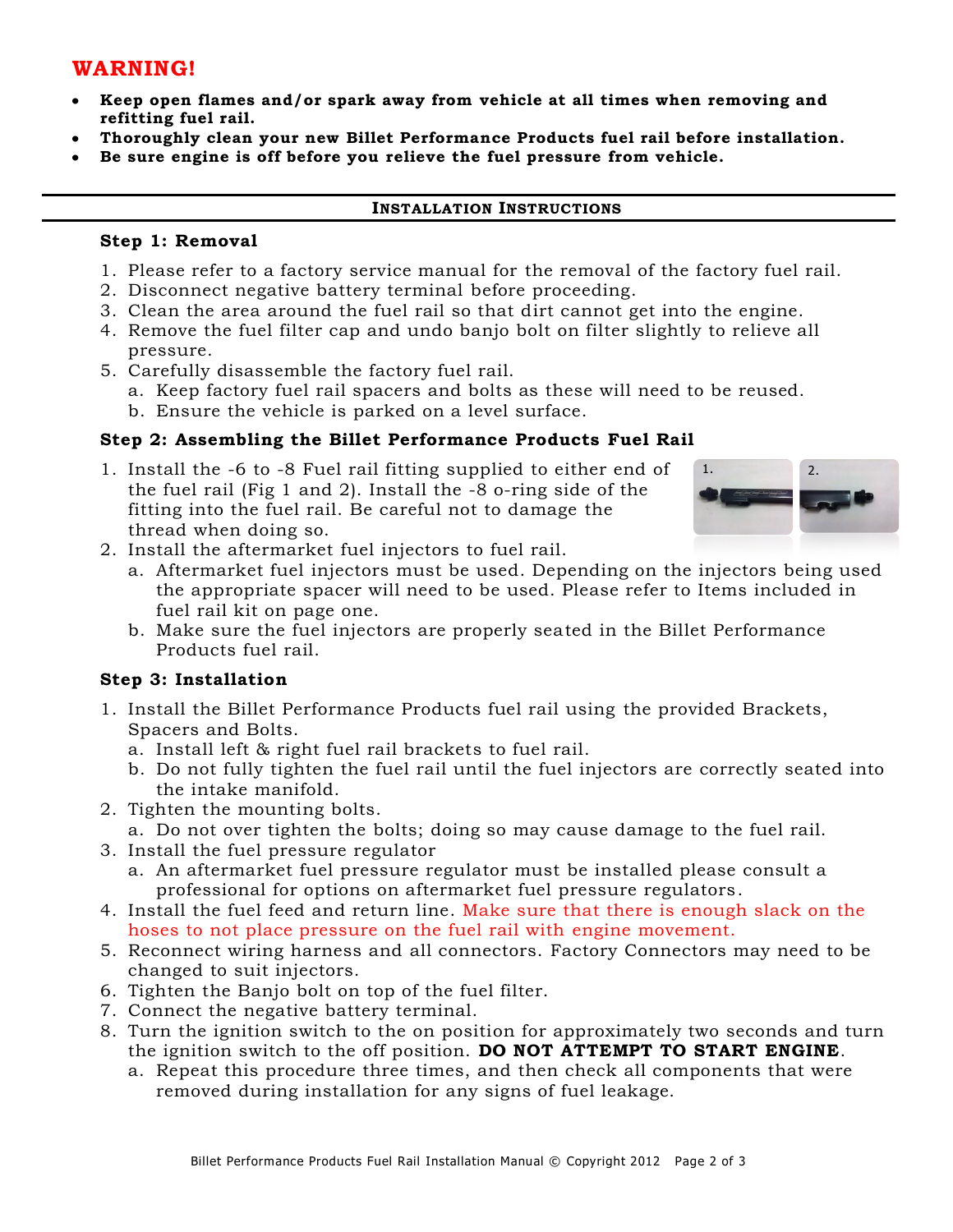## WARNING!

- **Keep open flames and/or spark away from vehicle at all times when removing and refitting fuel rail.**
- **Thoroughly clean your new Billet Performance Products fuel rail before installation.**
- **Be sure engine is off before you relieve the fuel pressure from vehicle.**

---

## INSTALLATION INSTRUCTIONS

---

### Step 1: Removal

1. Please refer to a factory service manual for the removal of the factory fuel rail.
2. Disconnect negative battery terminal before proceeding.
3. Clean the area around the fuel rail so that dirt cannot get into the engine.
4. Remove the fuel filter cap and undo banjo bolt on filter slightly to relieve all pressure.
5. Carefully disassemble the factory fuel rail.
   a. Keep factory fuel rail spacers and bolts as these will need to be reused.
   b. Ensure the vehicle is parked on a level surface.

### Step 2: Assembling the Billet Performance Products Fuel Rail

1. Install the -6 to -8 Fuel rail fitting supplied to either end of the fuel rail (Fig 1 and 2). Install the -8 o-ring side of the fitting into the fuel rail. Be careful not to damage the thread when doing so.
2. Install the aftermarket fuel injectors to fuel rail.
   a. Aftermarket fuel injectors must be used. Depending on the injectors being used the appropriate spacer will need to be used. Please refer to Items included in fuel rail kit on page one.
   b. Make sure the fuel injectors are properly seated in the Billet Performance Products fuel rail.

### Step 3: Installation

1. Install the Billet Performance Products fuel rail using the provided Brackets, Spacers and Bolts.
   a. Install left & right fuel rail brackets to fuel rail.
   b. Do not fully tighten the fuel rail until the fuel injectors are correctly seated into the intake manifold.
2. Tighten the mounting bolts.
   a. Do not over tighten the bolts; doing so may cause damage to the fuel rail.
3. Install the fuel pressure regulator
   a. An aftermarket fuel pressure regulator must be installed please consult a professional for options on aftermarket fuel pressure regulators.
4. Install the fuel feed and return line. Make sure that there is enough slack on the hoses to not place pressure on the fuel rail with engine movement.
5. Reconnect wiring harness and all connectors. Factory Connectors may need to be changed to suit injectors.
6. Tighten the Banjo bolt on top of the fuel filter.
7. Connect the negative battery terminal.
8. Turn the ignition switch to the on position for approximately two seconds and turn the ignition switch to the off position. **DO NOT ATTEMPT TO START ENGINE**.
   a. Repeat this procedure three times, and then check all components that were removed during installation for any signs of fuel leakage.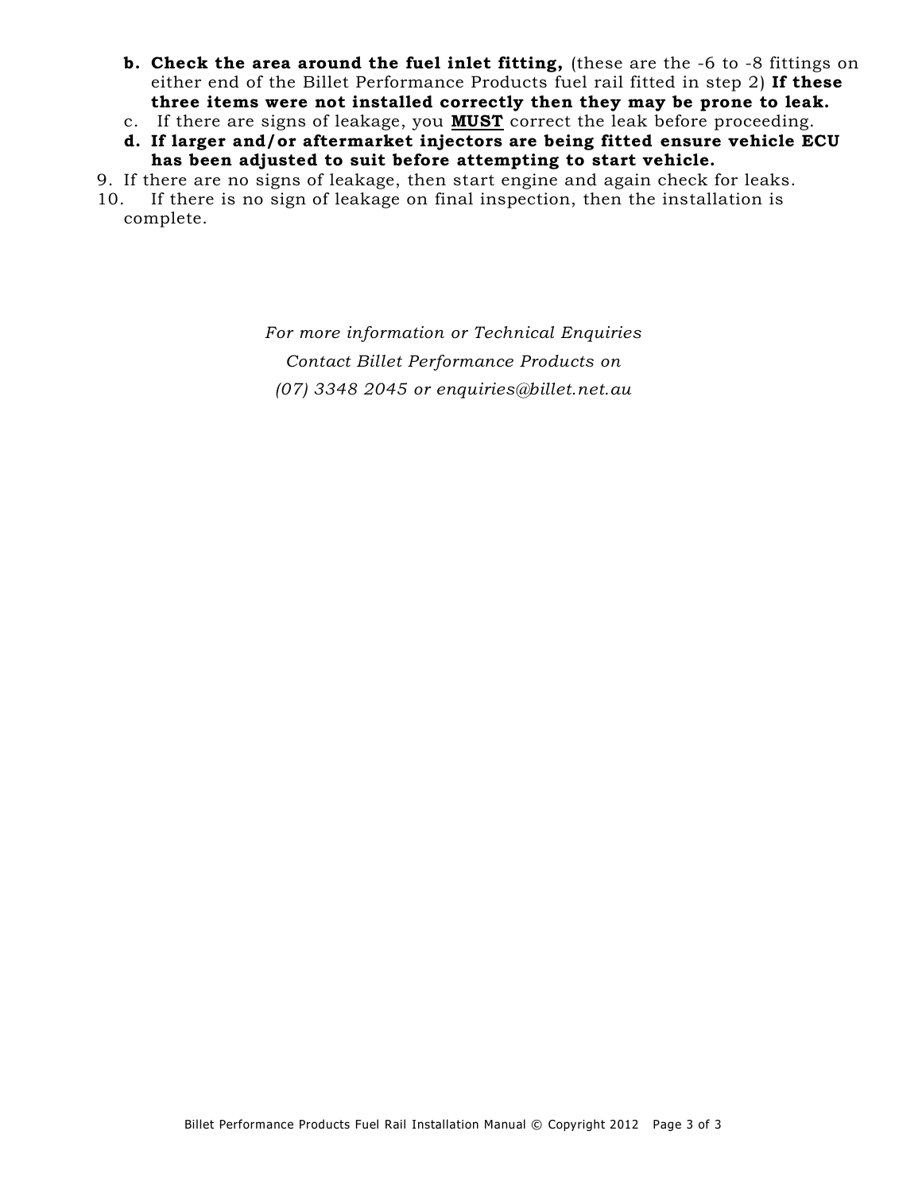b. **Check the area around the fuel inlet fitting,** (these are the -6 to -8 fittings on either end of the Billet Performance Products fuel rail fitted in step 2) **If these three items were not installed correctly then they may be prone to leak.**

c. If there are signs of leakage, you **MUST** correct the leak before proceeding.

d. **If larger and/or aftermarket injectors are being fitted ensure vehicle ECU has been adjusted to suit before attempting to start vehicle.**

9. If there are no signs of leakage, then start engine and again check for leaks.
10. If there is no sign of leakage on final inspection, then the installation is complete.

*For more information or Technical Enquiries*

*Contact Billet Performance Products on*

*(07) 3348 2045 or enquiries@billet.net.au*